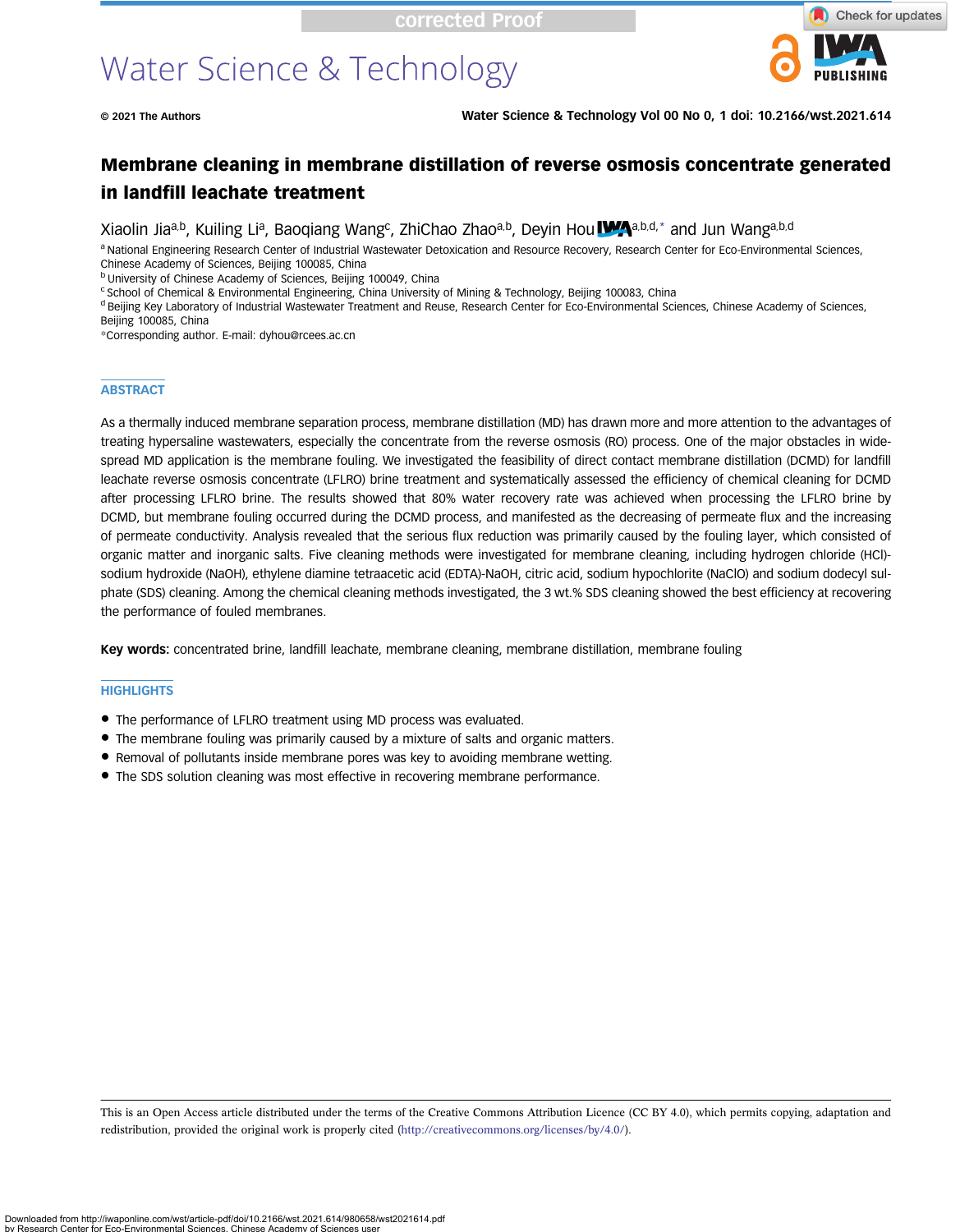# Membrane cleaning in membrane distillation of reverse osmosis concentrate generated in landfill leachate treatment

Xiaolin Jia[a,b], Kuiling Li[a], Baoqiang Wang[c], ZhiChao Zhao[a,b], Deyin Hou[a,b,d,*] and Jun Wang[a,b,d]

[a] National Engineering Research Center of Industrial Wastewater Detoxication and Resource Recovery, Research Center for Eco-Environmental Sciences, Chinese Academy of Sciences, Beijing 100085, China
[b] University of Chinese Academy of Sciences, Beijing 100049, China
[c] School of Chemical & Environmental Engineering, China University of Mining & Technology, Beijing 100083, China
[d] Beijing Key Laboratory of Industrial Wastewater Treatment and Reuse, Research Center for Eco-Environmental Sciences, Chinese Academy of Sciences, Beijing 100085, China
*Corresponding author. E-mail: dyhou@rcees.ac.cn

## ABSTRACT

As a thermally induced membrane separation process, membrane distillation (MD) has drawn more and more attention to the advantages of treating hypersaline wastewaters, especially the concentrate from the reverse osmosis (RO) process. One of the major obstacles in widespread MD application is the membrane fouling. We investigated the feasibility of direct contact membrane distillation (DCMD) for landfill leachate reverse osmosis concentrate (LFLRO) brine treatment and systematically assessed the efficiency of chemical cleaning for DCMD after processing LFLRO brine. The results showed that 80% water recovery rate was achieved when processing the LFLRO brine by DCMD, but membrane fouling occurred during the DCMD process, and manifested as the decreasing of permeate flux and the increasing of permeate conductivity. Analysis revealed that the serious flux reduction was primarily caused by the fouling layer, which consisted of organic matter and inorganic salts. Five cleaning methods were investigated for membrane cleaning, including hydrogen chloride (HCl)-sodium hydroxide (NaOH), ethylene diamine tetraacetic acid (EDTA)-NaOH, citric acid, sodium hypochlorite (NaClO) and sodium dodecyl sulphate (SDS) cleaning. Among the chemical cleaning methods investigated, the 3 wt.% SDS cleaning showed the best efficiency at recovering the performance of fouled membranes.

**Key words:** concentrated brine, landfill leachate, membrane cleaning, membrane distillation, membrane fouling

## HIGHLIGHTS

- The performance of LFLRO treatment using MD process was evaluated.
- The membrane fouling was primarily caused by a mixture of salts and organic matters.
- Removal of pollutants inside membrane pores was key to avoiding membrane wetting.
- The SDS solution cleaning was most effective in recovering membrane performance.

This is an Open Access article distributed under the terms of the Creative Commons Attribution Licence (CC BY 4.0), which permits copying, adaptation and redistribution, provided the original work is properly cited (http://creativecommons.org/licenses/by/4.0/).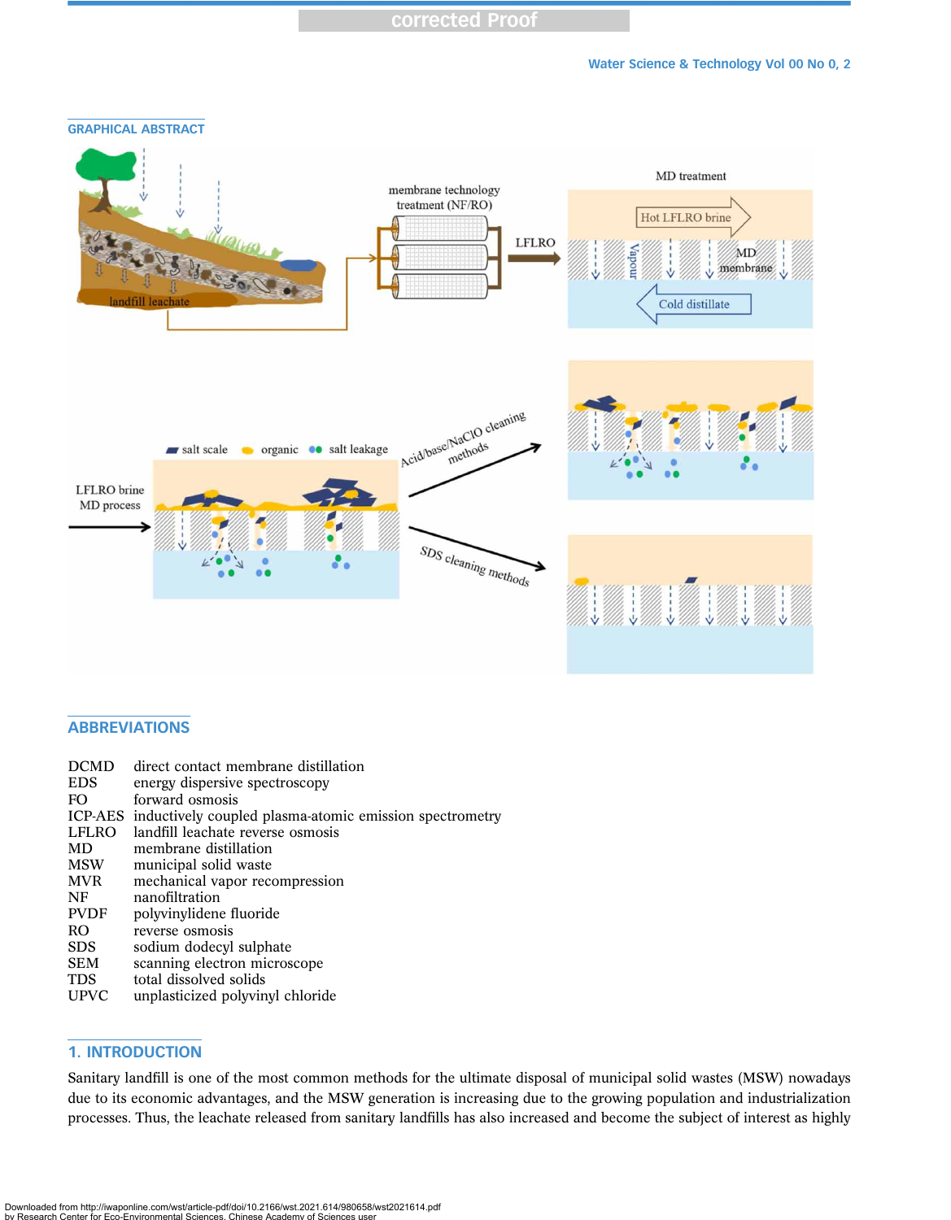## GRAPHICAL ABSTRACT

## ABBREVIATIONS

| | |
|---|---|
| DCMD | direct contact membrane distillation |
| EDS | energy dispersive spectroscopy |
| FO | forward osmosis |
| ICP-AES | inductively coupled plasma-atomic emission spectrometry |
| LFLRO | landfill leachate reverse osmosis |
| MD | membrane distillation |
| MSW | municipal solid waste |
| MVR | mechanical vapor recompression |
| NF | nanofiltration |
| PVDF | polyvinylidene fluoride |
| RO | reverse osmosis |
| SDS | sodium dodecyl sulphate |
| SEM | scanning electron microscope |
| TDS | total dissolved solids |
| UPVC | unplasticized polyvinyl chloride |

## 1. INTRODUCTION

Sanitary landfill is one of the most common methods for the ultimate disposal of municipal solid wastes (MSW) nowadays due to its economic advantages, and the MSW generation is increasing due to the growing population and industrialization processes. Thus, the leachate released from sanitary landfills has also increased and become the subject of interest as highly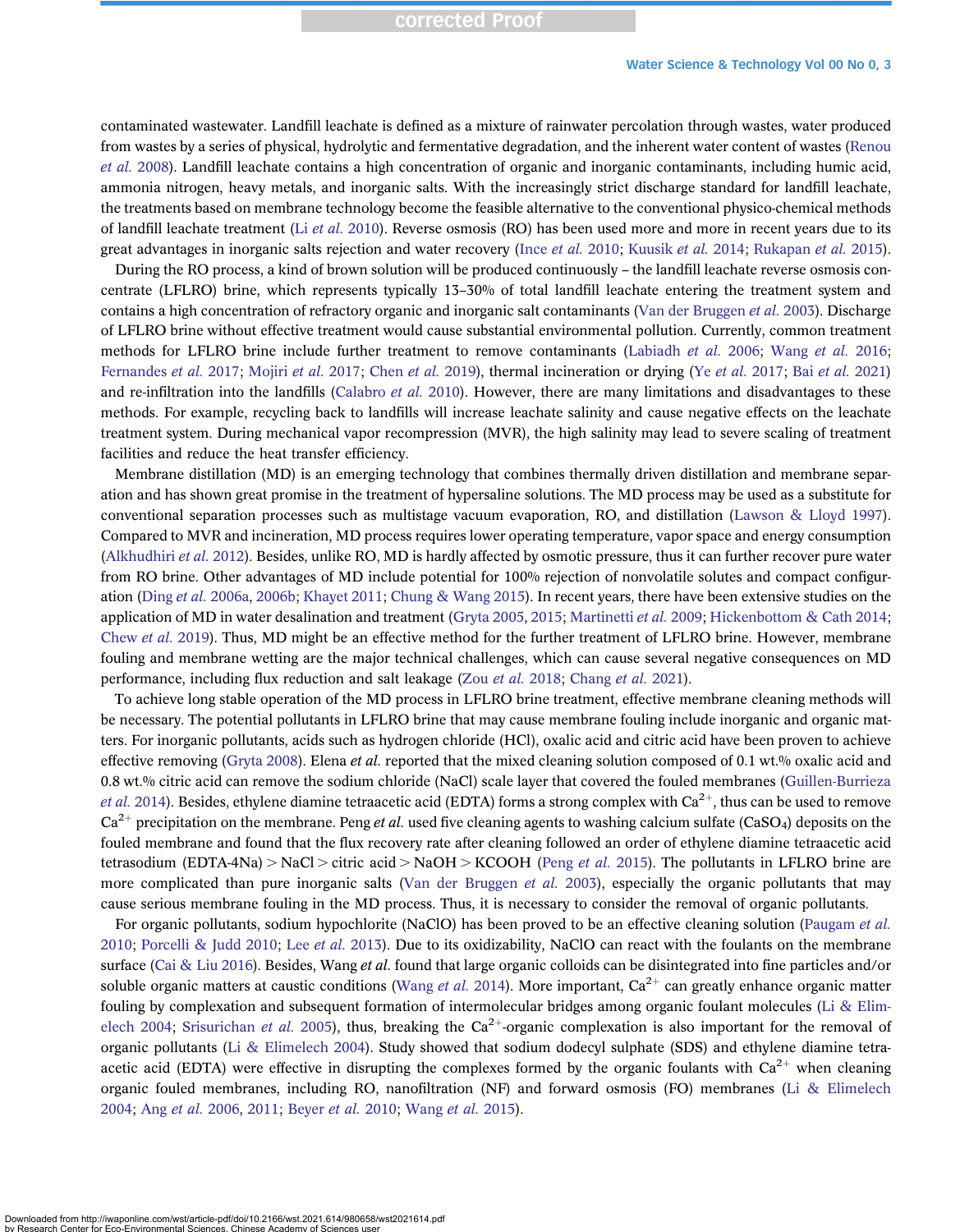contaminated wastewater. Landfill leachate is defined as a mixture of rainwater percolation through wastes, water produced from wastes by a series of physical, hydrolytic and fermentative degradation, and the inherent water content of wastes (Renou *et al.* 2008). Landfill leachate contains a high concentration of organic and inorganic contaminants, including humic acid, ammonia nitrogen, heavy metals, and inorganic salts. With the increasingly strict discharge standard for landfill leachate, the treatments based on membrane technology become the feasible alternative to the conventional physico-chemical methods of landfill leachate treatment (Li *et al.* 2010). Reverse osmosis (RO) has been used more and more in recent years due to its great advantages in inorganic salts rejection and water recovery (Ince *et al.* 2010; Kuusik *et al.* 2014; Rukapan *et al.* 2015).

During the RO process, a kind of brown solution will be produced continuously – the landfill leachate reverse osmosis concentrate (LFLRO) brine, which represents typically 13–30% of total landfill leachate entering the treatment system and contains a high concentration of refractory organic and inorganic salt contaminants (Van der Bruggen *et al.* 2003). Discharge of LFLRO brine without effective treatment would cause substantial environmental pollution. Currently, common treatment methods for LFLRO brine include further treatment to remove contaminants (Labiadh *et al.* 2006; Wang *et al.* 2016; Fernandes *et al.* 2017; Mojiri *et al.* 2017; Chen *et al.* 2019), thermal incineration or drying (Ye *et al.* 2017; Bai *et al.* 2021) and re-infiltration into the landfills (Calabro *et al.* 2010). However, there are many limitations and disadvantages to these methods. For example, recycling back to landfills will increase leachate salinity and cause negative effects on the leachate treatment system. During mechanical vapor recompression (MVR), the high salinity may lead to severe scaling of treatment facilities and reduce the heat transfer efficiency.

Membrane distillation (MD) is an emerging technology that combines thermally driven distillation and membrane separation and has shown great promise in the treatment of hypersaline solutions. The MD process may be used as a substitute for conventional separation processes such as multistage vacuum evaporation, RO, and distillation (Lawson & Lloyd 1997). Compared to MVR and incineration, MD process requires lower operating temperature, vapor space and energy consumption (Alkhudhiri *et al.* 2012). Besides, unlike RO, MD is hardly affected by osmotic pressure, thus it can further recover pure water from RO brine. Other advantages of MD include potential for 100% rejection of nonvolatile solutes and compact configuration (Ding *et al.* 2006a, 2006b; Khayet 2011; Chung & Wang 2015). In recent years, there have been extensive studies on the application of MD in water desalination and treatment (Gryta 2005, 2015; Martinetti *et al.* 2009; Hickenbottom & Cath 2014; Chew *et al.* 2019). Thus, MD might be an effective method for the further treatment of LFLRO brine. However, membrane fouling and membrane wetting are the major technical challenges, which can cause several negative consequences on MD performance, including flux reduction and salt leakage (Zou *et al.* 2018; Chang *et al.* 2021).

To achieve long stable operation of the MD process in LFLRO brine treatment, effective membrane cleaning methods will be necessary. The potential pollutants in LFLRO brine that may cause membrane fouling include inorganic and organic matters. For inorganic pollutants, acids such as hydrogen chloride (HCl), oxalic acid and citric acid have been proven to achieve effective removing (Gryta 2008). Elena *et al.* reported that the mixed cleaning solution composed of 0.1 wt.% oxalic acid and 0.8 wt.% citric acid can remove the sodium chloride (NaCl) scale layer that covered the fouled membranes (Guillen-Burrieza *et al.* 2014). Besides, ethylene diamine tetraacetic acid (EDTA) forms a strong complex with $Ca^{2+}$, thus can be used to remove $Ca^{2+}$ precipitation on the membrane. Peng *et al.* used five cleaning agents to washing calcium sulfate ($CaSO_4$) deposits on the fouled membrane and found that the flux recovery rate after cleaning followed an order of ethylene diamine tetraacetic acid tetrasodium (EDTA-4Na) > NaCl > citric acid > NaOH > KCOOH (Peng *et al.* 2015). The pollutants in LFLRO brine are more complicated than pure inorganic salts (Van der Bruggen *et al.* 2003), especially the organic pollutants that may cause serious membrane fouling in the MD process. Thus, it is necessary to consider the removal of organic pollutants.

For organic pollutants, sodium hypochlorite (NaClO) has been proved to be an effective cleaning solution (Paugam *et al.* 2010; Porcelli & Judd 2010; Lee *et al.* 2013). Due to its oxidizability, NaClO can react with the foulants on the membrane surface (Cai & Liu 2016). Besides, Wang *et al.* found that large organic colloids can be disintegrated into fine particles and/or soluble organic matters at caustic conditions (Wang *et al.* 2014). More important, $Ca^{2+}$ can greatly enhance organic matter fouling by complexation and subsequent formation of intermolecular bridges among organic foulant molecules (Li & Elimelech 2004; Srisurichan *et al.* 2005), thus, breaking the $Ca^{2+}$-organic complexation is also important for the removal of organic pollutants (Li & Elimelech 2004). Study showed that sodium dodecyl sulphate (SDS) and ethylene diamine tetraacetic acid (EDTA) were effective in disrupting the complexes formed by the organic foulants with $Ca^{2+}$ when cleaning organic fouled membranes, including RO, nanofiltration (NF) and forward osmosis (FO) membranes (Li & Elimelech 2004; Ang *et al.* 2006, 2011; Beyer *et al.* 2010; Wang *et al.* 2015).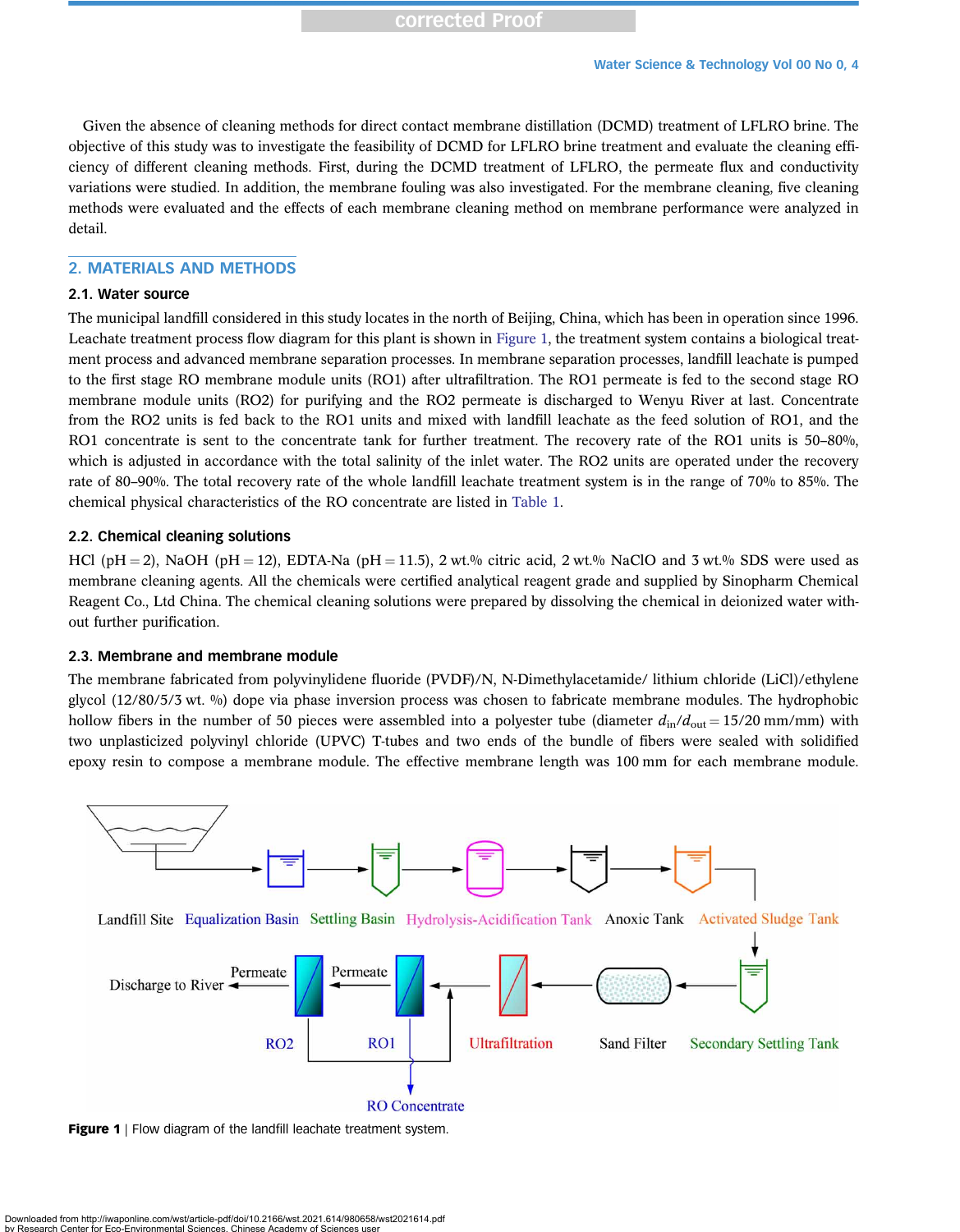Given the absence of cleaning methods for direct contact membrane distillation (DCMD) treatment of LFLRO brine. The objective of this study was to investigate the feasibility of DCMD for LFLRO brine treatment and evaluate the cleaning efficiency of different cleaning methods. First, during the DCMD treatment of LFLRO, the permeate flux and conductivity variations were studied. In addition, the membrane fouling was also investigated. For the membrane cleaning, five cleaning methods were evaluated and the effects of each membrane cleaning method on membrane performance were analyzed in detail.

## 2. MATERIALS AND METHODS

### 2.1. Water source

The municipal landfill considered in this study locates in the north of Beijing, China, which has been in operation since 1996. Leachate treatment process flow diagram for this plant is shown in Figure 1, the treatment system contains a biological treatment process and advanced membrane separation processes. In membrane separation processes, landfill leachate is pumped to the first stage RO membrane module units (RO1) after ultrafiltration. The RO1 permeate is fed to the second stage RO membrane module units (RO2) for purifying and the RO2 permeate is discharged to Wenyu River at last. Concentrate from the RO2 units is fed back to the RO1 units and mixed with landfill leachate as the feed solution of RO1, and the RO1 concentrate is sent to the concentrate tank for further treatment. The recovery rate of the RO1 units is 50–80%, which is adjusted in accordance with the total salinity of the inlet water. The RO2 units are operated under the recovery rate of 80–90%. The total recovery rate of the whole landfill leachate treatment system is in the range of 70% to 85%. The chemical physical characteristics of the RO concentrate are listed in Table 1.

### 2.2. Chemical cleaning solutions

HCl (pH = 2), NaOH (pH = 12), EDTA-Na (pH = 11.5), 2 wt.% citric acid, 2 wt.% NaClO and 3 wt.% SDS were used as membrane cleaning agents. All the chemicals were certified analytical reagent grade and supplied by Sinopharm Chemical Reagent Co., Ltd China. The chemical cleaning solutions were prepared by dissolving the chemical in deionized water without further purification.

### 2.3. Membrane and membrane module

The membrane fabricated from polyvinylidene fluoride (PVDF)/N, N-Dimethylacetamide/ lithium chloride (LiCl)/ethylene glycol (12/80/5/3 wt. %) dope via phase inversion process was chosen to fabricate membrane modules. The hydrophobic hollow fibers in the number of 50 pieces were assembled into a polyester tube (diameter $d_{in}/d_{out}$ = 15/20 mm/mm) with two unplasticized polyvinyl chloride (UPVC) T-tubes and two ends of the bundle of fibers were sealed with solidified epoxy resin to compose a membrane module. The effective membrane length was 100 mm for each membrane module.

**Figure 1** | Flow diagram of the landfill leachate treatment system.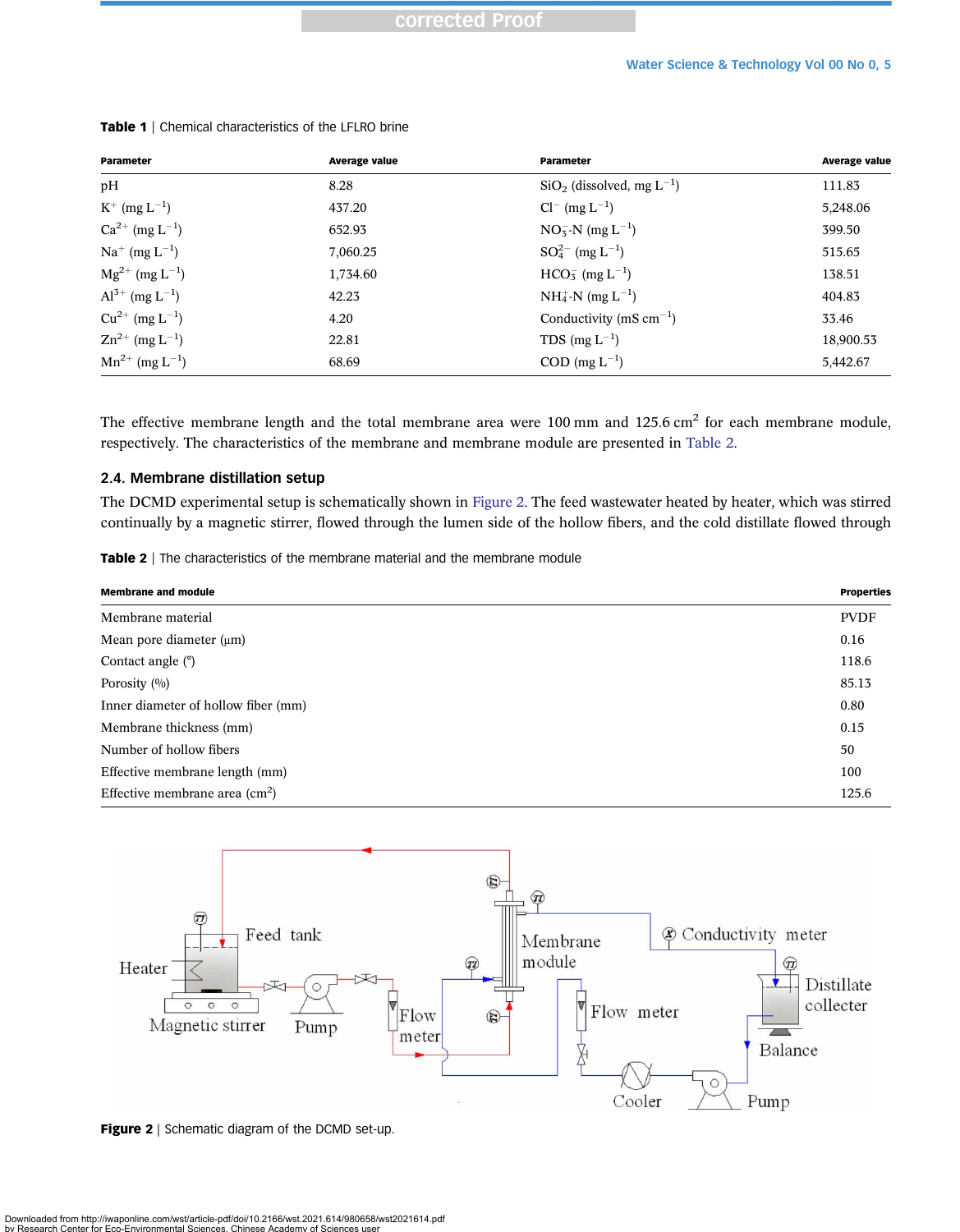**Table 1** | Chemical characteristics of the LFLRO brine

| Parameter | Average value | Parameter | Average value |
|---|---|---|---|
| pH | 8.28 | $SiO_2$ (dissolved, mg $L^{-1}$) | 111.83 |
| $K^+$ (mg $L^{-1}$) | 437.20 | $Cl^-$ (mg $L^{-1}$) | 5,248.06 |
| $Ca^{2+}$ (mg $L^{-1}$) | 652.93 | $NO_3^-$-N (mg $L^{-1}$) | 399.50 |
| $Na^+$ (mg $L^{-1}$) | 7,060.25 | $SO_4^{2-}$ (mg $L^{-1}$) | 515.65 |
| $Mg^{2+}$ (mg $L^{-1}$) | 1,734.60 | $HCO_3^-$ (mg $L^{-1}$) | 138.51 |
| $Al^{3+}$ (mg $L^{-1}$) | 42.23 | $NH_4^+$-N (mg $L^{-1}$) | 404.83 |
| $Cu^{2+}$ (mg $L^{-1}$) | 4.20 | Conductivity (mS $cm^{-1}$) | 33.46 |
| $Zn^{2+}$ (mg $L^{-1}$) | 22.81 | TDS (mg $L^{-1}$) | 18,900.53 |
| $Mn^{2+}$ (mg $L^{-1}$) | 68.69 | COD (mg $L^{-1}$) | 5,442.67 |

The effective membrane length and the total membrane area were 100 mm and 125.6 $cm^2$ for each membrane module, respectively. The characteristics of the membrane and membrane module are presented in Table 2.

### 2.4. Membrane distillation setup

The DCMD experimental setup is schematically shown in Figure 2. The feed wastewater heated by heater, which was stirred continually by a magnetic stirrer, flowed through the lumen side of the hollow fibers, and the cold distillate flowed through

**Table 2** | The characteristics of the membrane material and the membrane module

| Membrane and module | Properties |
|---|---|
| Membrane material | PVDF |
| Mean pore diameter (μm) | 0.16 |
| Contact angle (°) | 118.6 |
| Porosity (%) | 85.13 |
| Inner diameter of hollow fiber (mm) | 0.80 |
| Membrane thickness (mm) | 0.15 |
| Number of hollow fibers | 50 |
| Effective membrane length (mm) | 100 |
| Effective membrane area ($cm^2$) | 125.6 |

**Figure 2** | Schematic diagram of the DCMD set-up.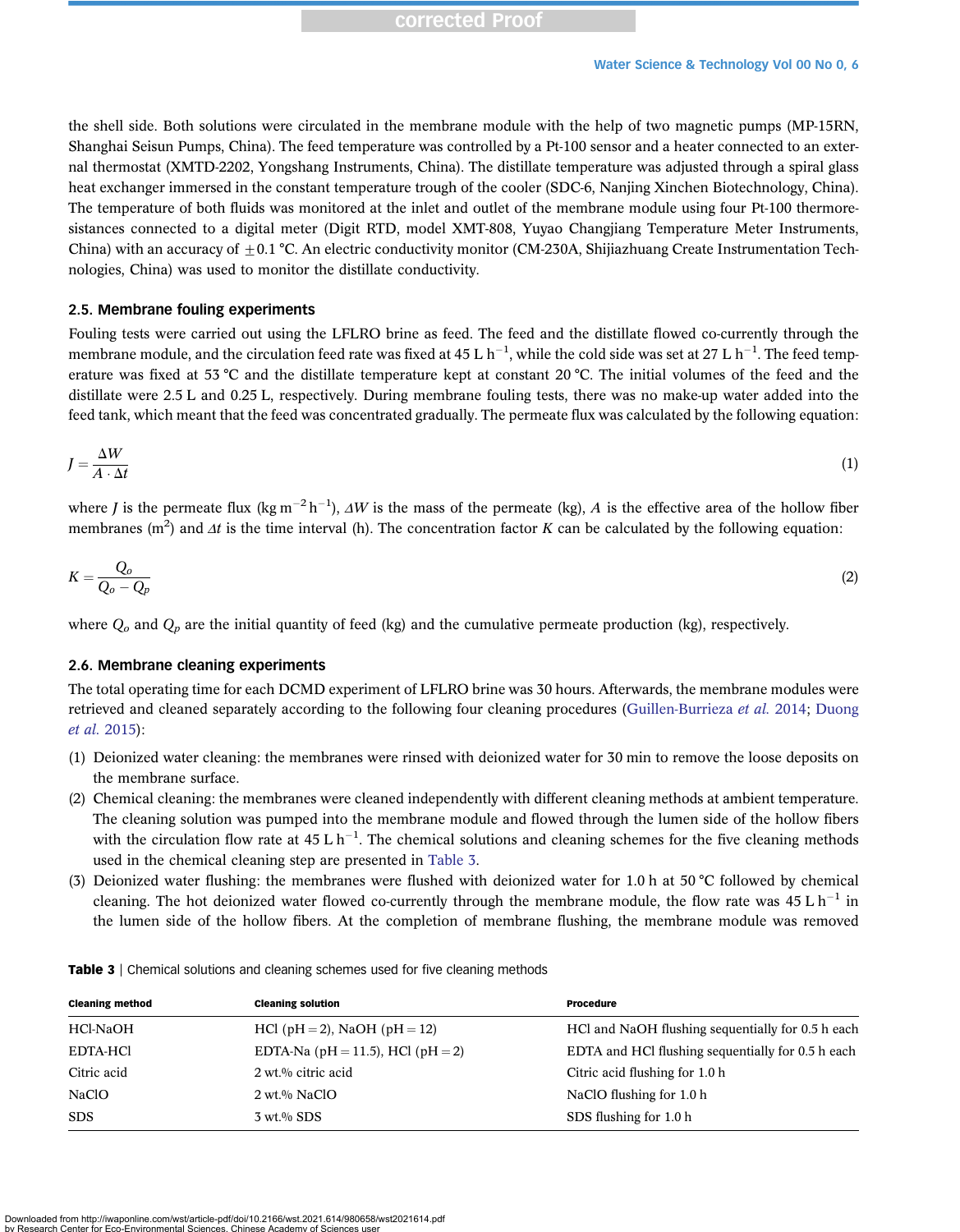the shell side. Both solutions were circulated in the membrane module with the help of two magnetic pumps (MP-15RN, Shanghai Seisun Pumps, China). The feed temperature was controlled by a Pt-100 sensor and a heater connected to an external thermostat (XMTD-2202, Yongshang Instruments, China). The distillate temperature was adjusted through a spiral glass heat exchanger immersed in the constant temperature trough of the cooler (SDC-6, Nanjing Xinchen Biotechnology, China). The temperature of both fluids was monitored at the inlet and outlet of the membrane module using four Pt-100 thermoresistances connected to a digital meter (Digit RTD, model XMT-808, Yuyao Changjiang Temperature Meter Instruments, China) with an accuracy of $\pm 0.1$ °C. An electric conductivity monitor (CM-230A, Shijiazhuang Create Instrumentation Technologies, China) was used to monitor the distillate conductivity.

### 2.5. Membrane fouling experiments

Fouling tests were carried out using the LFLRO brine as feed. The feed and the distillate flowed co-currently through the membrane module, and the circulation feed rate was fixed at 45 L $h^{-1}$, while the cold side was set at 27 L $h^{-1}$. The feed temperature was fixed at 53 °C and the distillate temperature kept at constant 20 °C. The initial volumes of the feed and the distillate were 2.5 L and 0.25 L, respectively. During membrane fouling tests, there was no make-up water added into the feed tank, which meant that the feed was concentrated gradually. The permeate flux was calculated by the following equation:

$$J = \frac{\Delta W}{A \cdot \Delta t} \tag{1}$$

where $J$ is the permeate flux (kg $m^{-2}$ $h^{-1}$), $\Delta W$ is the mass of the permeate (kg), $A$ is the effective area of the hollow fiber membranes ($m^2$) and $\Delta t$ is the time interval (h). The concentration factor $K$ can be calculated by the following equation:

$$K = \frac{Q_o}{Q_o - Q_p} \tag{2}$$

where $Q_o$ and $Q_p$ are the initial quantity of feed (kg) and the cumulative permeate production (kg), respectively.

### 2.6. Membrane cleaning experiments

The total operating time for each DCMD experiment of LFLRO brine was 30 hours. Afterwards, the membrane modules were retrieved and cleaned separately according to the following four cleaning procedures (Guillen-Burrieza *et al.* 2014; Duong *et al.* 2015):

(1) Deionized water cleaning: the membranes were rinsed with deionized water for 30 min to remove the loose deposits on the membrane surface.
(2) Chemical cleaning: the membranes were cleaned independently with different cleaning methods at ambient temperature. The cleaning solution was pumped into the membrane module and flowed through the lumen side of the hollow fibers with the circulation flow rate at 45 L $h^{-1}$. The chemical solutions and cleaning schemes for the five cleaning methods used in the chemical cleaning step are presented in Table 3.
(3) Deionized water flushing: the membranes were flushed with deionized water for 1.0 h at 50 °C followed by chemical cleaning. The hot deionized water flowed co-currently through the membrane module, the flow rate was 45 L $h^{-1}$ in the lumen side of the hollow fibers. At the completion of membrane flushing, the membrane module was removed

**Table 3** | Chemical solutions and cleaning schemes used for five cleaning methods

| Cleaning method | Cleaning solution | Procedure |
|---|---|---|
| HCl-NaOH | HCl (pH = 2), NaOH (pH = 12) | HCl and NaOH flushing sequentially for 0.5 h each |
| EDTA-HCl | EDTA-Na (pH = 11.5), HCl (pH = 2) | EDTA and HCl flushing sequentially for 0.5 h each |
| Citric acid | 2 wt.% citric acid | Citric acid flushing for 1.0 h |
| NaClO | 2 wt.% NaClO | NaClO flushing for 1.0 h |
| SDS | 3 wt.% SDS | SDS flushing for 1.0 h |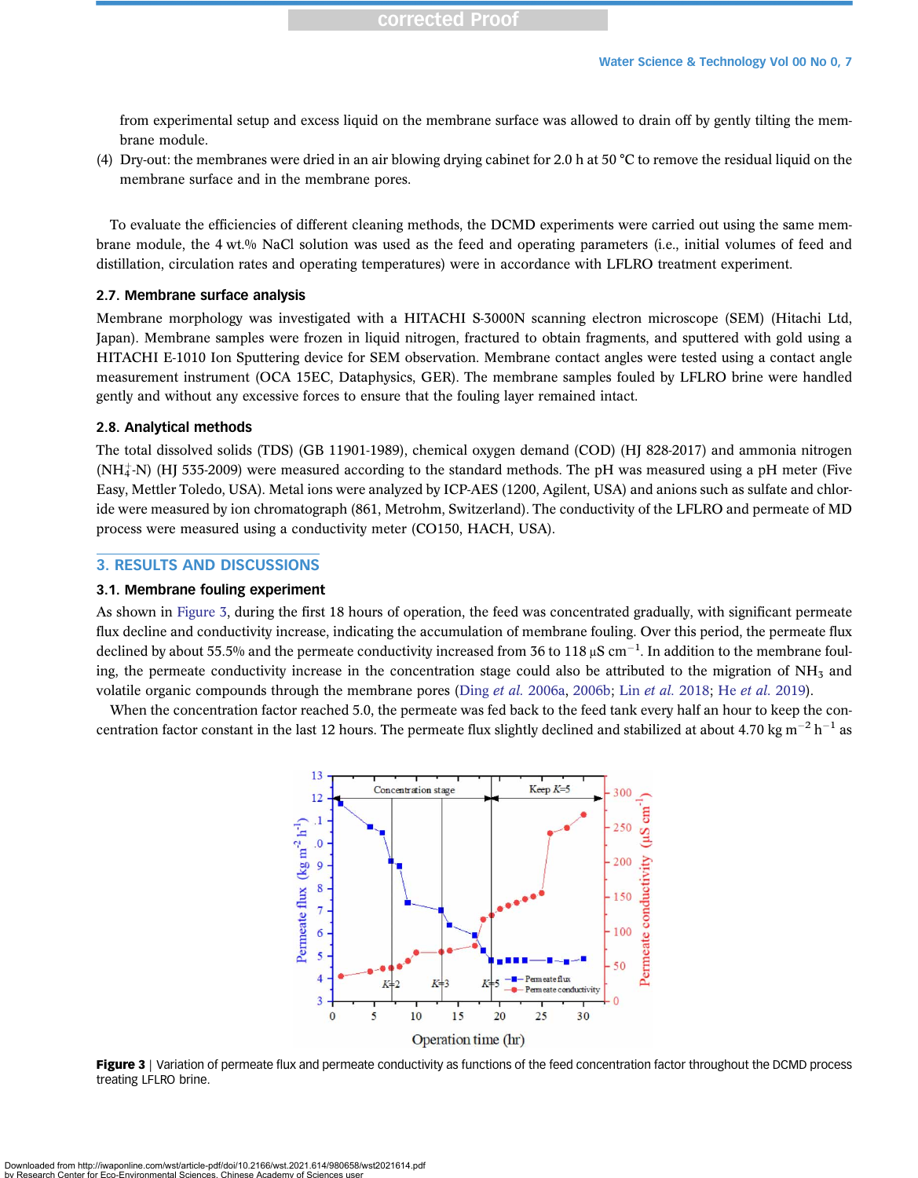from experimental setup and excess liquid on the membrane surface was allowed to drain off by gently tilting the membrane module.

(4) Dry-out: the membranes were dried in an air blowing drying cabinet for 2.0 h at 50 °C to remove the residual liquid on the membrane surface and in the membrane pores.

To evaluate the efficiencies of different cleaning methods, the DCMD experiments were carried out using the same membrane module, the 4 wt.% NaCl solution was used as the feed and operating parameters (i.e., initial volumes of feed and distillation, circulation rates and operating temperatures) were in accordance with LFLRO treatment experiment.

### 2.7. Membrane surface analysis

Membrane morphology was investigated with a HITACHI S-3000N scanning electron microscope (SEM) (Hitachi Ltd, Japan). Membrane samples were frozen in liquid nitrogen, fractured to obtain fragments, and sputtered with gold using a HITACHI E-1010 Ion Sputtering device for SEM observation. Membrane contact angles were tested using a contact angle measurement instrument (OCA 15EC, Dataphysics, GER). The membrane samples fouled by LFLRO brine were handled gently and without any excessive forces to ensure that the fouling layer remained intact.

### 2.8. Analytical methods

The total dissolved solids (TDS) (GB 11901-1989), chemical oxygen demand (COD) (HJ 828-2017) and ammonia nitrogen ($NH_4^+$-N) (HJ 535-2009) were measured according to the standard methods. The pH was measured using a pH meter (Five Easy, Mettler Toledo, USA). Metal ions were analyzed by ICP-AES (1200, Agilent, USA) and anions such as sulfate and chloride were measured by ion chromatograph (861, Metrohm, Switzerland). The conductivity of the LFLRO and permeate of MD process were measured using a conductivity meter (CO150, HACH, USA).

## 3. RESULTS AND DISCUSSIONS

### 3.1. Membrane fouling experiment

As shown in Figure 3, during the first 18 hours of operation, the feed was concentrated gradually, with significant permeate flux decline and conductivity increase, indicating the accumulation of membrane fouling. Over this period, the permeate flux declined by about 55.5% and the permeate conductivity increased from 36 to 118 μS $cm^{-1}$. In addition to the membrane fouling, the permeate conductivity increase in the concentration stage could also be attributed to the migration of $NH_3$ and volatile organic compounds through the membrane pores (Ding *et al.* 2006a, 2006b; Lin *et al.* 2018; He *et al.* 2019).

When the concentration factor reached 5.0, the permeate was fed back to the feed tank every half an hour to keep the concentration factor constant in the last 12 hours. The permeate flux slightly declined and stabilized at about 4.70 kg $m^{-2}$ $h^{-1}$ as

**Figure 3** | Variation of permeate flux and permeate conductivity as functions of the feed concentration factor throughout the DCMD process treating LFLRO brine.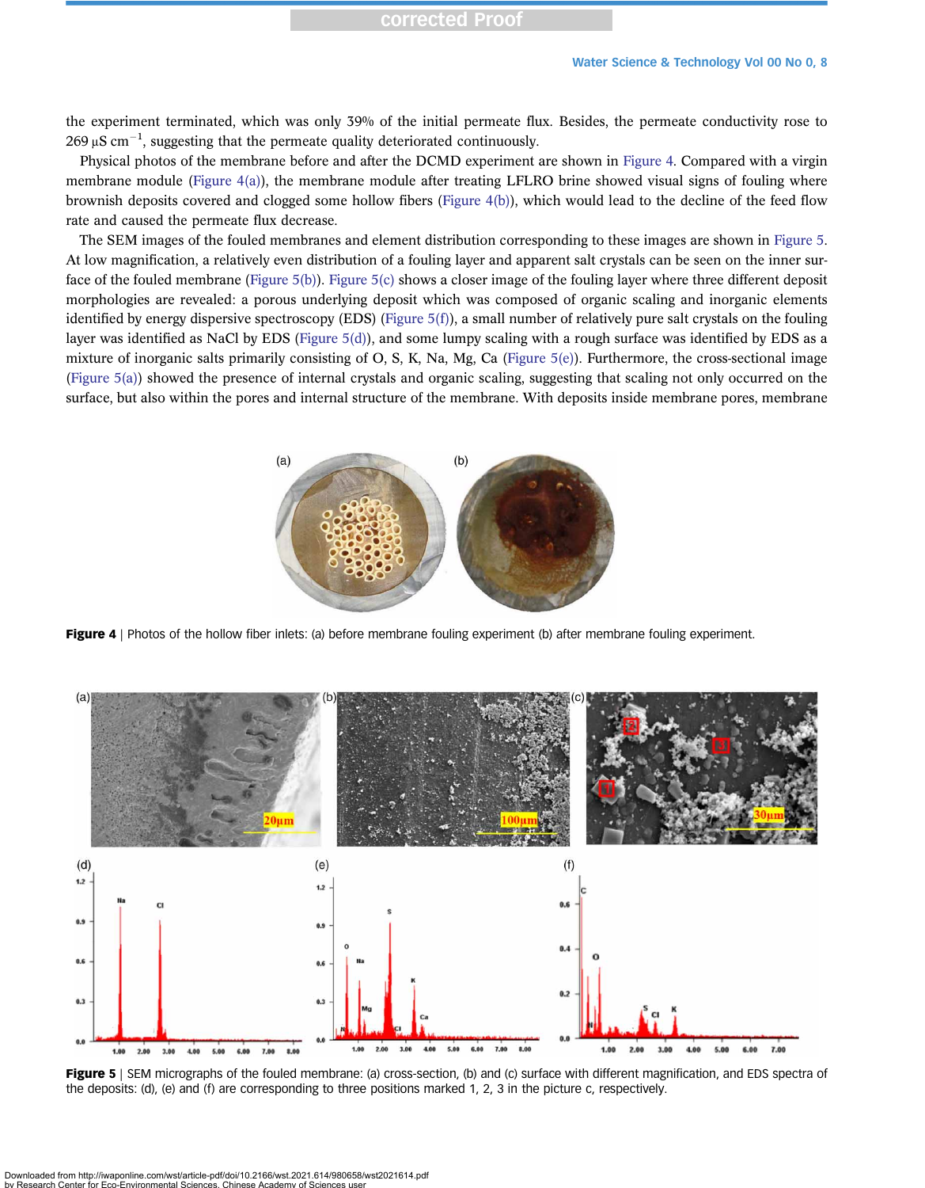the experiment terminated, which was only 39% of the initial permeate flux. Besides, the permeate conductivity rose to 269 μS $cm^{-1}$, suggesting that the permeate quality deteriorated continuously.

Physical photos of the membrane before and after the DCMD experiment are shown in Figure 4. Compared with a virgin membrane module (Figure 4(a)), the membrane module after treating LFLRO brine showed visual signs of fouling where brownish deposits covered and clogged some hollow fibers (Figure 4(b)), which would lead to the decline of the feed flow rate and caused the permeate flux decrease.

The SEM images of the fouled membranes and element distribution corresponding to these images are shown in Figure 5. At low magnification, a relatively even distribution of a fouling layer and apparent salt crystals can be seen on the inner surface of the fouled membrane (Figure 5(b)). Figure 5(c) shows a closer image of the fouling layer where three different deposit morphologies are revealed: a porous underlying deposit which was composed of organic scaling and inorganic elements identified by energy dispersive spectroscopy (EDS) (Figure 5(f)), a small number of relatively pure salt crystals on the fouling layer was identified as NaCl by EDS (Figure 5(d)), and some lumpy scaling with a rough surface was identified by EDS as a mixture of inorganic salts primarily consisting of O, S, K, Na, Mg, Ca (Figure 5(e)). Furthermore, the cross-sectional image (Figure 5(a)) showed the presence of internal crystals and organic scaling, suggesting that scaling not only occurred on the surface, but also within the pores and internal structure of the membrane. With deposits inside membrane pores, membrane

**Figure 4** | Photos of the hollow fiber inlets: (a) before membrane fouling experiment (b) after membrane fouling experiment.

**Figure 5** | SEM micrographs of the fouled membrane: (a) cross-section, (b) and (c) surface with different magnification, and EDS spectra of the deposits: (d), (e) and (f) are corresponding to three positions marked 1, 2, 3 in the picture c, respectively.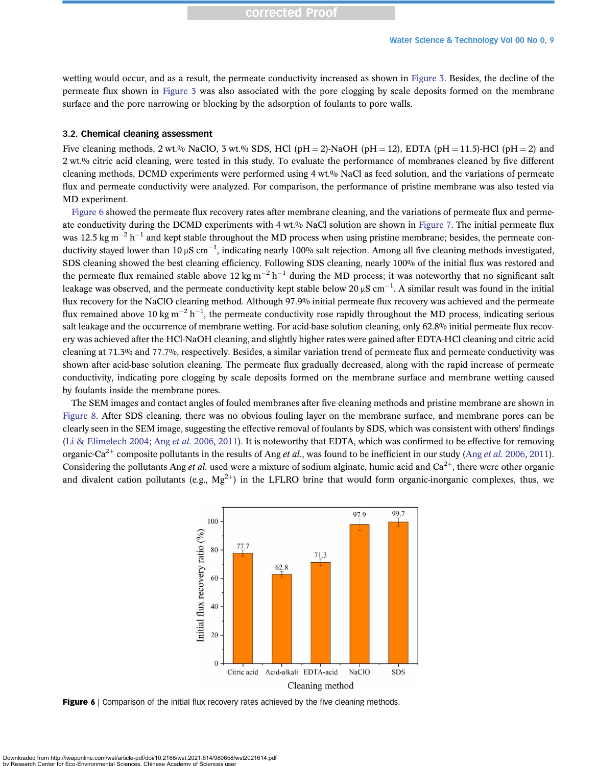wetting would occur, and as a result, the permeate conductivity increased as shown in Figure 3. Besides, the decline of the permeate flux shown in Figure 3 was also associated with the pore clogging by scale deposits formed on the membrane surface and the pore narrowing or blocking by the adsorption of foulants to pore walls.

### 3.2. Chemical cleaning assessment

Five cleaning methods, 2 wt.% NaClO, 3 wt.% SDS, HCl (pH = 2)-NaOH (pH = 12), EDTA (pH = 11.5)-HCl (pH = 2) and 2 wt.% citric acid cleaning, were tested in this study. To evaluate the performance of membranes cleaned by five different cleaning methods, DCMD experiments were performed using 4 wt.% NaCl as feed solution, and the variations of permeate flux and permeate conductivity were analyzed. For comparison, the performance of pristine membrane was also tested via MD experiment.

Figure 6 showed the permeate flux recovery rates after membrane cleaning, and the variations of permeate flux and permeate conductivity during the DCMD experiments with 4 wt.% NaCl solution are shown in Figure 7. The initial permeate flux was 12.5 kg $m^{-2}$ $h^{-1}$ and kept stable throughout the MD process when using pristine membrane; besides, the permeate conductivity stayed lower than 10 μS $cm^{-1}$, indicating nearly 100% salt rejection. Among all five cleaning methods investigated, SDS cleaning showed the best cleaning efficiency. Following SDS cleaning, nearly 100% of the initial flux was restored and the permeate flux remained stable above 12 kg $m^{-2}$ $h^{-1}$ during the MD process; it was noteworthy that no significant salt leakage was observed, and the permeate conductivity kept stable below 20 μS $cm^{-1}$. A similar result was found in the initial flux recovery for the NaClO cleaning method. Although 97.9% initial permeate flux recovery was achieved and the permeate flux remained above 10 kg $m^{-2}$ $h^{-1}$, the permeate conductivity rose rapidly throughout the MD process, indicating serious salt leakage and the occurrence of membrane wetting. For acid-base solution cleaning, only 62.8% initial permeate flux recovery was achieved after the HCl-NaOH cleaning, and slightly higher rates were gained after EDTA-HCl cleaning and citric acid cleaning at 71.3% and 77.7%, respectively. Besides, a similar variation trend of permeate flux and permeate conductivity was shown after acid-base solution cleaning. The permeate flux gradually decreased, along with the rapid increase of permeate conductivity, indicating pore clogging by scale deposits formed on the membrane surface and membrane wetting caused by foulants inside the membrane pores.

The SEM images and contact angles of fouled membranes after five cleaning methods and pristine membrane are shown in Figure 8. After SDS cleaning, there was no obvious fouling layer on the membrane surface, and membrane pores can be clearly seen in the SEM image, suggesting the effective removal of foulants by SDS, which was consistent with others' findings (Li & Elimelech 2004; Ang *et al.* 2006, 2011). It is noteworthy that EDTA, which was confirmed to be effective for removing organic-$Ca^{2+}$ composite pollutants in the results of Ang *et al.*, was found to be inefficient in our study (Ang *et al.* 2006, 2011). Considering the pollutants Ang *et al.* used were a mixture of sodium alginate, humic acid and $Ca^{2+}$, there were other organic and divalent cation pollutants (e.g., $Mg^{2+}$) in the LFLRO brine that would form organic-inorganic complexes, thus, we

**Figure 6** | Comparison of the initial flux recovery rates achieved by the five cleaning methods.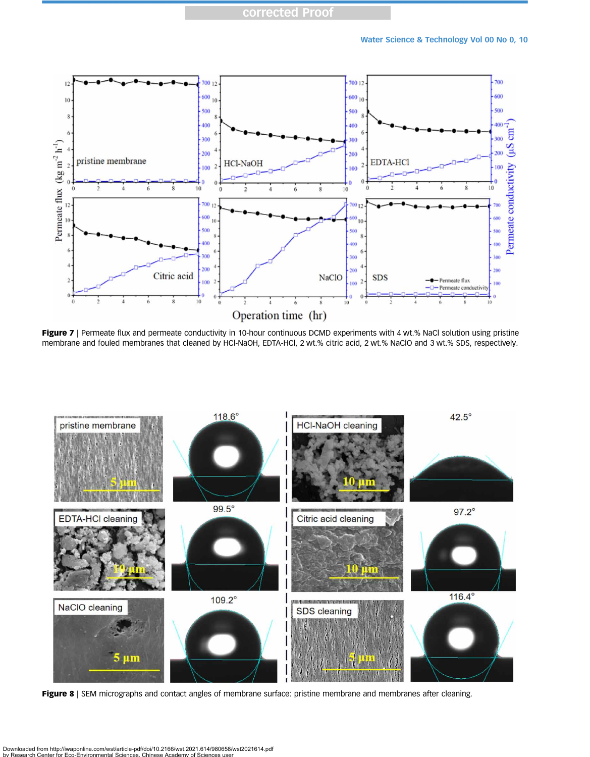**Figure 7** | Permeate flux and permeate conductivity in 10-hour continuous DCMD experiments with 4 wt.% NaCl solution using pristine membrane and fouled membranes that cleaned by HCl-NaOH, EDTA-HCl, 2 wt.% citric acid, 2 wt.% NaClO and 3 wt.% SDS, respectively.

**Figure 8** | SEM micrographs and contact angles of membrane surface: pristine membrane and membranes after cleaning.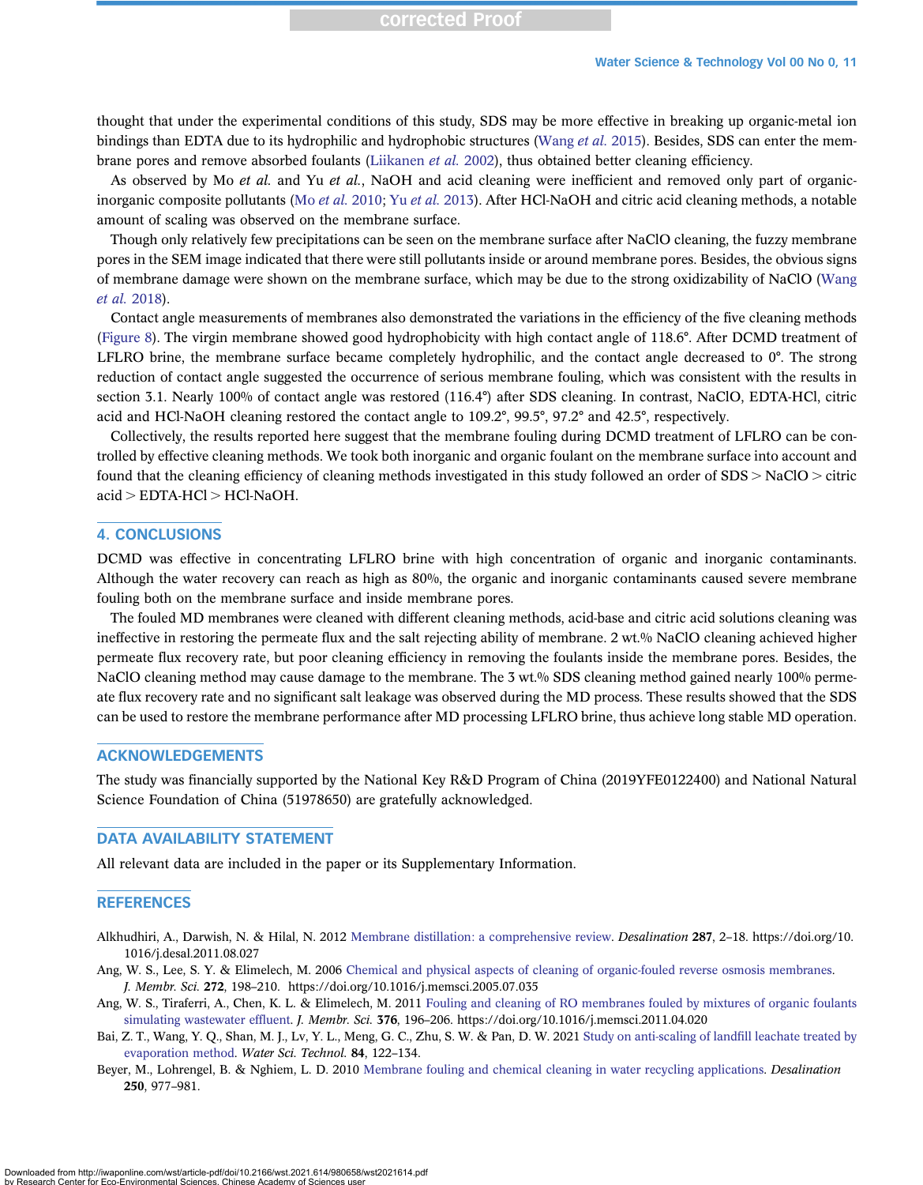thought that under the experimental conditions of this study, SDS may be more effective in breaking up organic-metal ion bindings than EDTA due to its hydrophilic and hydrophobic structures (Wang *et al.* 2015). Besides, SDS can enter the membrane pores and remove absorbed foulants (Liikanen *et al.* 2002), thus obtained better cleaning efficiency.

As observed by Mo *et al.* and Yu *et al.*, NaOH and acid cleaning were inefficient and removed only part of organic-inorganic composite pollutants (Mo *et al.* 2010; Yu *et al.* 2013). After HCl-NaOH and citric acid cleaning methods, a notable amount of scaling was observed on the membrane surface.

Though only relatively few precipitations can be seen on the membrane surface after NaClO cleaning, the fuzzy membrane pores in the SEM image indicated that there were still pollutants inside or around membrane pores. Besides, the obvious signs of membrane damage were shown on the membrane surface, which may be due to the strong oxidizability of NaClO (Wang *et al.* 2018).

Contact angle measurements of membranes also demonstrated the variations in the efficiency of the five cleaning methods (Figure 8). The virgin membrane showed good hydrophobicity with high contact angle of 118.6°. After DCMD treatment of LFLRO brine, the membrane surface became completely hydrophilic, and the contact angle decreased to 0°. The strong reduction of contact angle suggested the occurrence of serious membrane fouling, which was consistent with the results in section 3.1. Nearly 100% of contact angle was restored (116.4°) after SDS cleaning. In contrast, NaClO, EDTA-HCl, citric acid and HCl-NaOH cleaning restored the contact angle to 109.2°, 99.5°, 97.2° and 42.5°, respectively.

Collectively, the results reported here suggest that the membrane fouling during DCMD treatment of LFLRO can be controlled by effective cleaning methods. We took both inorganic and organic foulant on the membrane surface into account and found that the cleaning efficiency of cleaning methods investigated in this study followed an order of SDS > NaClO > citric acid > EDTA-HCl > HCl-NaOH.

## 4. CONCLUSIONS

DCMD was effective in concentrating LFLRO brine with high concentration of organic and inorganic contaminants. Although the water recovery can reach as high as 80%, the organic and inorganic contaminants caused severe membrane fouling both on the membrane surface and inside membrane pores.

The fouled MD membranes were cleaned with different cleaning methods, acid-base and citric acid solutions cleaning was ineffective in restoring the permeate flux and the salt rejecting ability of membrane. 2 wt.% NaClO cleaning achieved higher permeate flux recovery rate, but poor cleaning efficiency in removing the foulants inside the membrane pores. Besides, the NaClO cleaning method may cause damage to the membrane. The 3 wt.% SDS cleaning method gained nearly 100% permeate flux recovery rate and no significant salt leakage was observed during the MD process. These results showed that the SDS can be used to restore the membrane performance after MD processing LFLRO brine, thus achieve long stable MD operation.

## ACKNOWLEDGEMENTS

The study was financially supported by the National Key R&D Program of China (2019YFE0122400) and National Natural Science Foundation of China (51978650) are gratefully acknowledged.

## DATA AVAILABILITY STATEMENT

All relevant data are included in the paper or its Supplementary Information.

## REFERENCES

Alkhudhiri, A., Darwish, N. & Hilal, N. 2012 Membrane distillation: a comprehensive review. *Desalination* **287**, 2–18. https://doi.org/10.1016/j.desal.2011.08.027

Ang, W. S., Lee, S. Y. & Elimelech, M. 2006 Chemical and physical aspects of cleaning of organic-fouled reverse osmosis membranes. *J. Membr. Sci.* **272**, 198–210. https://doi.org/10.1016/j.memsci.2005.07.035

Ang, W. S., Tiraferri, A., Chen, K. L. & Elimelech, M. 2011 Fouling and cleaning of RO membranes fouled by mixtures of organic foulants simulating wastewater effluent. *J. Membr. Sci.* **376**, 196–206. https://doi.org/10.1016/j.memsci.2011.04.020

Bai, Z. T., Wang, Y. Q., Shan, M. J., Lv, Y. L., Meng, G. C., Zhu, S. W. & Pan, D. W. 2021 Study on anti-scaling of landfill leachate treated by evaporation method. *Water Sci. Technol.* **84**, 122–134.

Beyer, M., Lohrengel, B. & Nghiem, L. D. 2010 Membrane fouling and chemical cleaning in water recycling applications. *Desalination* **250**, 977–981.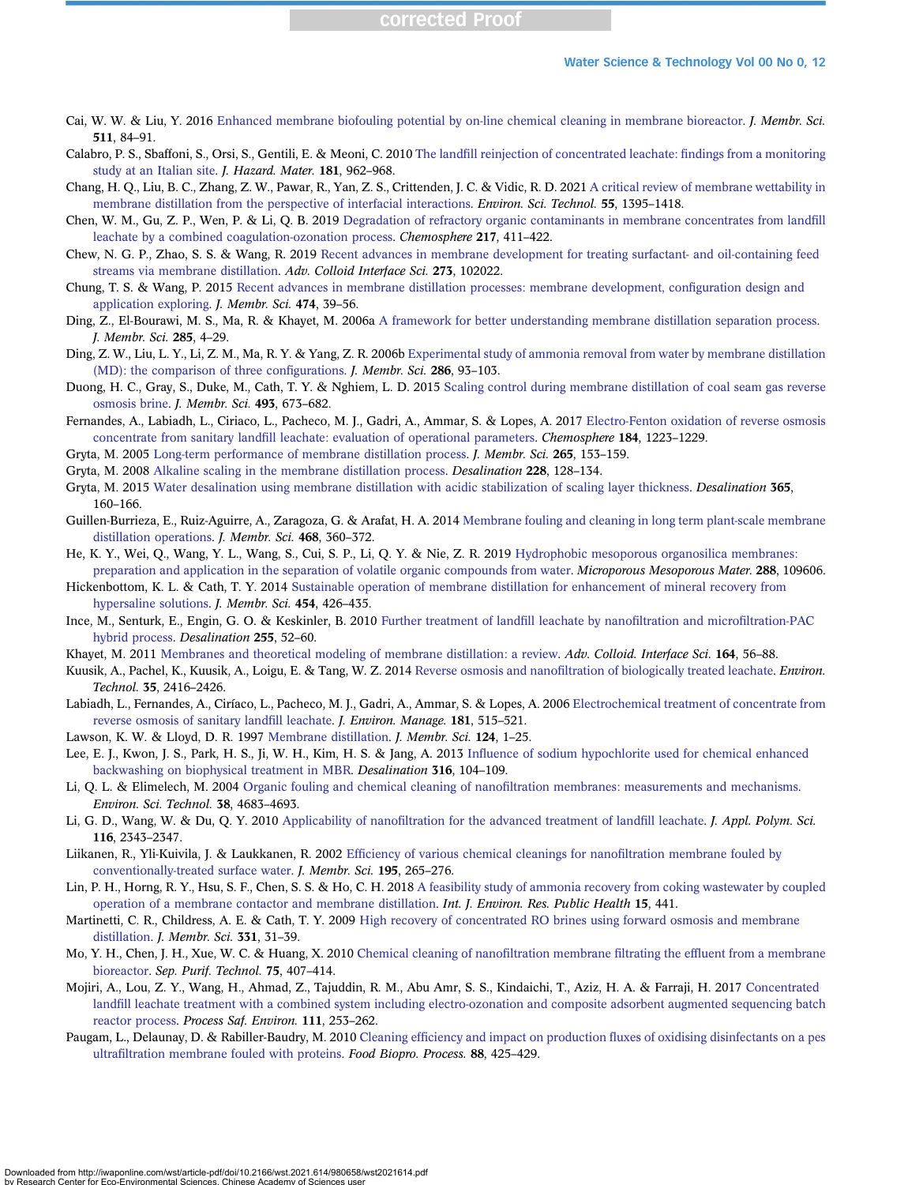Cai, W. W. & Liu, Y. 2016 Enhanced membrane biofouling potential by on-line chemical cleaning in membrane bioreactor. *J. Membr. Sci.* **511**, 84–91.

Calabro, P. S., Sbaffoni, S., Orsi, S., Gentili, E. & Meoni, C. 2010 The landfill reinjection of concentrated leachate: findings from a monitoring study at an Italian site. *J. Hazard. Mater.* **181**, 962–968.

Chang, H. Q., Liu, B. C., Zhang, Z. W., Pawar, R., Yan, Z. S., Crittenden, J. C. & Vidic, R. D. 2021 A critical review of membrane wettability in membrane distillation from the perspective of interfacial interactions. *Environ. Sci. Technol.* **55**, 1395–1418.

Chen, W. M., Gu, Z. P., Wen, P. & Li, Q. B. 2019 Degradation of refractory organic contaminants in membrane concentrates from landfill leachate by a combined coagulation-ozonation process. *Chemosphere* **217**, 411–422.

Chew, N. G. P., Zhao, S. S. & Wang, R. 2019 Recent advances in membrane development for treating surfactant- and oil-containing feed streams via membrane distillation. *Adv. Colloid Interface Sci.* **273**, 102022.

Chung, T. S. & Wang, P. 2015 Recent advances in membrane distillation processes: membrane development, configuration design and application exploring. *J. Membr. Sci.* **474**, 39–56.

Ding, Z., El-Bourawi, M. S., Ma, R. & Khayet, M. 2006a A framework for better understanding membrane distillation separation process. *J. Membr. Sci.* **285**, 4–29.

Ding, Z. W., Liu, L. Y., Li, Z. M., Ma, R. Y. & Yang, Z. R. 2006b Experimental study of ammonia removal from water by membrane distillation (MD): the comparison of three configurations. *J. Membr. Sci.* **286**, 93–103.

Duong, H. C., Gray, S., Duke, M., Cath, T. Y. & Nghiem, L. D. 2015 Scaling control during membrane distillation of coal seam gas reverse osmosis brine. *J. Membr. Sci.* **493**, 673–682.

Fernandes, A., Labiadh, L., Ciriaco, L., Pacheco, M. J., Gadri, A., Ammar, S. & Lopes, A. 2017 Electro-Fenton oxidation of reverse osmosis concentrate from sanitary landfill leachate: evaluation of operational parameters. *Chemosphere* **184**, 1223–1229.

Gryta, M. 2005 Long-term performance of membrane distillation process. *J. Membr. Sci.* **265**, 153–159.

Gryta, M. 2008 Alkaline scaling in the membrane distillation process. *Desalination* **228**, 128–134.

Gryta, M. 2015 Water desalination using membrane distillation with acidic stabilization of scaling layer thickness. *Desalination* **365**, 160–166.

Guillen-Burrieza, E., Ruiz-Aguirre, A., Zaragoza, G. & Arafat, H. A. 2014 Membrane fouling and cleaning in long term plant-scale membrane distillation operations. *J. Membr. Sci.* **468**, 360–372.

He, K. Y., Wei, Q., Wang, Y. L., Wang, S., Cui, S. P., Li, Q. Y. & Nie, Z. R. 2019 Hydrophobic mesoporous organosilica membranes: preparation and application in the separation of volatile organic compounds from water. *Microporous Mesoporous Mater.* **288**, 109606.

Hickenbottom, K. L. & Cath, T. Y. 2014 Sustainable operation of membrane distillation for enhancement of mineral recovery from hypersaline solutions. *J. Membr. Sci.* **454**, 426–435.

Ince, M., Senturk, E., Engin, G. O. & Keskinler, B. 2010 Further treatment of landfill leachate by nanofiltration and microfiltration-PAC hybrid process. *Desalination* **255**, 52–60.

Khayet, M. 2011 Membranes and theoretical modeling of membrane distillation: a review. *Adv. Colloid. Interface Sci.* **164**, 56–88.

Kuusik, A., Pachel, K., Kuusik, A., Loigu, E. & Tang, W. Z. 2014 Reverse osmosis and nanofiltration of biologically treated leachate. *Environ. Technol.* **35**, 2416–2426.

Labiadh, L., Fernandes, A., Ciríaco, L., Pacheco, M. J., Gadri, A., Ammar, S. & Lopes, A. 2006 Electrochemical treatment of concentrate from reverse osmosis of sanitary landfill leachate. *J. Environ. Manage.* **181**, 515–521.

Lawson, K. W. & Lloyd, D. R. 1997 Membrane distillation. *J. Membr. Sci.* **124**, 1–25.

Lee, E. J., Kwon, J. S., Park, H. S., Ji, W. H., Kim, H. S. & Jang, A. 2013 Influence of sodium hypochlorite used for chemical enhanced backwashing on biophysical treatment in MBR. *Desalination* **316**, 104–109.

Li, Q. L. & Elimelech, M. 2004 Organic fouling and chemical cleaning of nanofiltration membranes: measurements and mechanisms. *Environ. Sci. Technol.* **38**, 4683–4693.

Li, G. D., Wang, W. & Du, Q. Y. 2010 Applicability of nanofiltration for the advanced treatment of landfill leachate. *J. Appl. Polym. Sci.* **116**, 2343–2347.

Liikanen, R., Yli-Kuivila, J. & Laukkanen, R. 2002 Efficiency of various chemical cleanings for nanofiltration membrane fouled by conventionally-treated surface water. *J. Membr. Sci.* **195**, 265–276.

Lin, P. H., Horng, R. Y., Hsu, S. F., Chen, S. S. & Ho, C. H. 2018 A feasibility study of ammonia recovery from coking wastewater by coupled operation of a membrane contactor and membrane distillation. *Int. J. Environ. Res. Public Health* **15**, 441.

Martinetti, C. R., Childress, A. E. & Cath, T. Y. 2009 High recovery of concentrated RO brines using forward osmosis and membrane distillation. *J. Membr. Sci.* **331**, 31–39.

Mo, Y. H., Chen, J. H., Xue, W. C. & Huang, X. 2010 Chemical cleaning of nanofiltration membrane filtrating the effluent from a membrane bioreactor. *Sep. Purif. Technol.* **75**, 407–414.

Mojiri, A., Lou, Z. Y., Wang, H., Ahmad, Z., Tajuddin, R. M., Abu Amr, S. S., Kindaichi, T., Aziz, H. A. & Farraji, H. 2017 Concentrated landfill leachate treatment with a combined system including electro-ozonation and composite adsorbent augmented sequencing batch reactor process. *Process Saf. Environ.* **111**, 253–262.

Paugam, L., Delaunay, D. & Rabiller-Baudry, M. 2010 Cleaning efficiency and impact on production fluxes of oxidising disinfectants on a pes ultrafiltration membrane fouled with proteins. *Food Biopro. Process.* **88**, 425–429.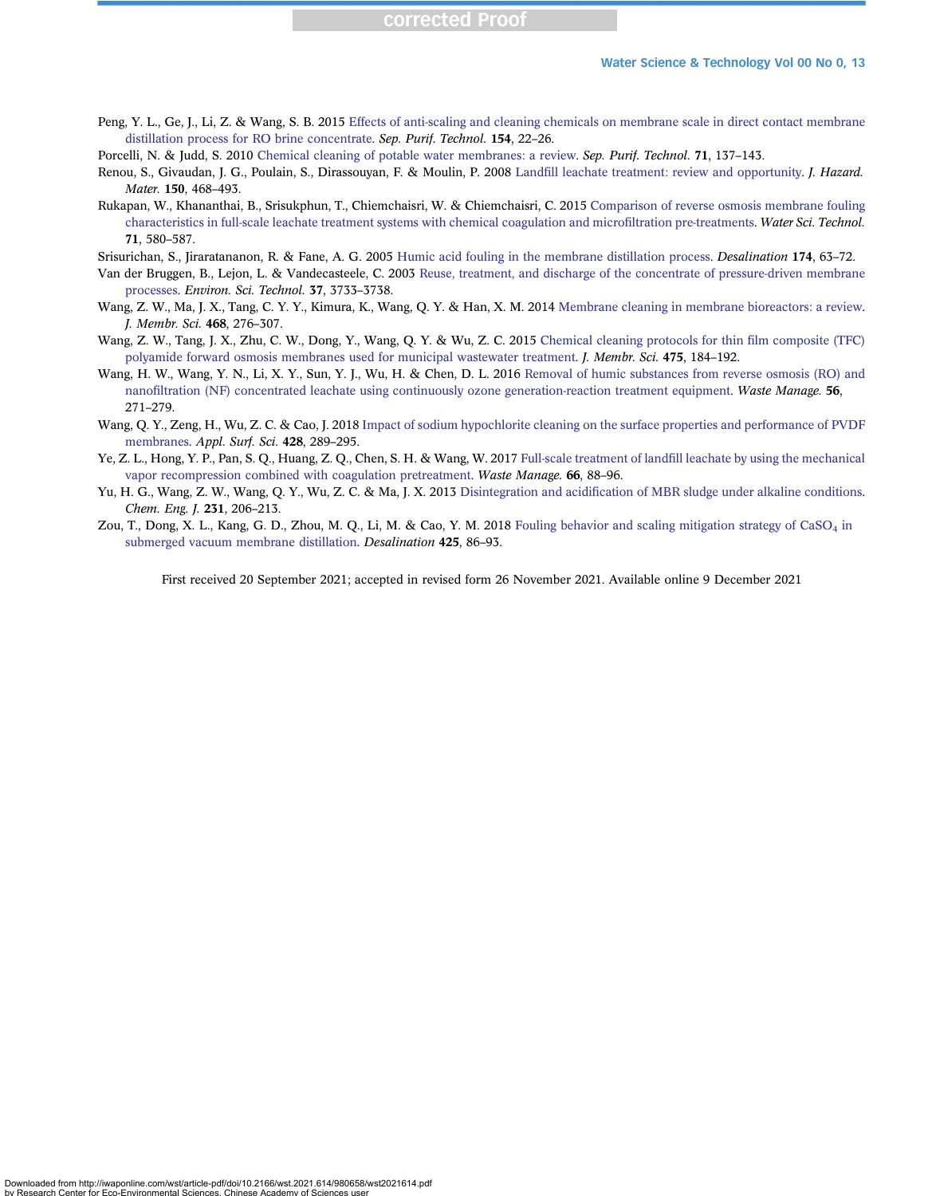Peng, Y. L., Ge, J., Li, Z. & Wang, S. B. 2015 Effects of anti-scaling and cleaning chemicals on membrane scale in direct contact membrane distillation process for RO brine concentrate. *Sep. Purif. Technol.* **154**, 22–26.

Porcelli, N. & Judd, S. 2010 Chemical cleaning of potable water membranes: a review. *Sep. Purif. Technol.* **71**, 137–143.

Renou, S., Givaudan, J. G., Poulain, S., Dirassouyan, F. & Moulin, P. 2008 Landfill leachate treatment: review and opportunity. *J. Hazard. Mater.* **150**, 468–493.

Rukapan, W., Khananthai, B., Srisukphun, T., Chiemchaisri, W. & Chiemchaisri, C. 2015 Comparison of reverse osmosis membrane fouling characteristics in full-scale leachate treatment systems with chemical coagulation and microfiltration pre-treatments. *Water Sci. Technol.* **71**, 580–587.

Srisurichan, S., Jiraratananon, R. & Fane, A. G. 2005 Humic acid fouling in the membrane distillation process. *Desalination* **174**, 63–72.

Van der Bruggen, B., Lejon, L. & Vandecasteele, C. 2003 Reuse, treatment, and discharge of the concentrate of pressure-driven membrane processes. *Environ. Sci. Technol.* **37**, 3733–3738.

Wang, Z. W., Ma, J. X., Tang, C. Y. Y., Kimura, K., Wang, Q. Y. & Han, X. M. 2014 Membrane cleaning in membrane bioreactors: a review. *J. Membr. Sci.* **468**, 276–307.

Wang, Z. W., Tang, J. X., Zhu, C. W., Dong, Y., Wang, Q. Y. & Wu, Z. C. 2015 Chemical cleaning protocols for thin film composite (TFC) polyamide forward osmosis membranes used for municipal wastewater treatment. *J. Membr. Sci.* **475**, 184–192.

Wang, H. W., Wang, Y. N., Li, X. Y., Sun, Y. J., Wu, H. & Chen, D. L. 2016 Removal of humic substances from reverse osmosis (RO) and nanofiltration (NF) concentrated leachate using continuously ozone generation-reaction treatment equipment. *Waste Manage.* **56**, 271–279.

Wang, Q. Y., Zeng, H., Wu, Z. C. & Cao, J. 2018 Impact of sodium hypochlorite cleaning on the surface properties and performance of PVDF membranes. *Appl. Surf. Sci.* **428**, 289–295.

Ye, Z. L., Hong, Y. P., Pan, S. Q., Huang, Z. Q., Chen, S. H. & Wang, W. 2017 Full-scale treatment of landfill leachate by using the mechanical vapor recompression combined with coagulation pretreatment. *Waste Manage.* **66**, 88–96.

Yu, H. G., Wang, Z. W., Wang, Q. Y., Wu, Z. C. & Ma, J. X. 2013 Disintegration and acidification of MBR sludge under alkaline conditions. *Chem. Eng. J.* **231**, 206–213.

Zou, T., Dong, X. L., Kang, G. D., Zhou, M. Q., Li, M. & Cao, Y. M. 2018 Fouling behavior and scaling mitigation strategy of $CaSO_4$ in submerged vacuum membrane distillation. *Desalination* **425**, 86–93.

First received 20 September 2021; accepted in revised form 26 November 2021. Available online 9 December 2021